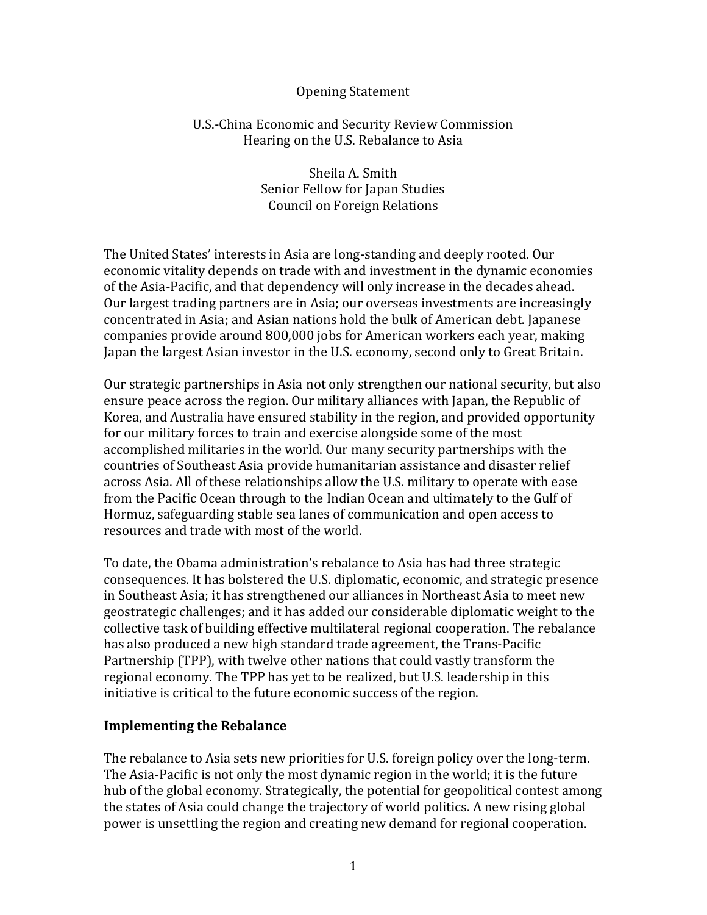Opening Statement

U.S.-China Economic and Security Review Commission
Hearing on the U.S. Rebalance to Asia

Sheila A. Smith
Senior Fellow for Japan Studies
Council on Foreign Relations

The United States' interests in Asia are long-standing and deeply rooted. Our economic vitality depends on trade with and investment in the dynamic economies of the Asia-Pacific, and that dependency will only increase in the decades ahead. Our largest trading partners are in Asia; our overseas investments are increasingly concentrated in Asia; and Asian nations hold the bulk of American debt. Japanese companies provide around 800,000 jobs for American workers each year, making Japan the largest Asian investor in the U.S. economy, second only to Great Britain.

Our strategic partnerships in Asia not only strengthen our national security, but also ensure peace across the region. Our military alliances with Japan, the Republic of Korea, and Australia have ensured stability in the region, and provided opportunity for our military forces to train and exercise alongside some of the most accomplished militaries in the world. Our many security partnerships with the countries of Southeast Asia provide humanitarian assistance and disaster relief across Asia. All of these relationships allow the U.S. military to operate with ease from the Pacific Ocean through to the Indian Ocean and ultimately to the Gulf of Hormuz, safeguarding stable sea lanes of communication and open access to resources and trade with most of the world.

To date, the Obama administration's rebalance to Asia has had three strategic consequences. It has bolstered the U.S. diplomatic, economic, and strategic presence in Southeast Asia; it has strengthened our alliances in Northeast Asia to meet new geostrategic challenges; and it has added our considerable diplomatic weight to the collective task of building effective multilateral regional cooperation. The rebalance has also produced a new high standard trade agreement, the Trans-Pacific Partnership (TPP), with twelve other nations that could vastly transform the regional economy. The TPP has yet to be realized, but U.S. leadership in this initiative is critical to the future economic success of the region.

## Implementing the Rebalance

The rebalance to Asia sets new priorities for U.S. foreign policy over the long-term. The Asia-Pacific is not only the most dynamic region in the world; it is the future hub of the global economy. Strategically, the potential for geopolitical contest among the states of Asia could change the trajectory of world politics. A new rising global power is unsettling the region and creating new demand for regional cooperation.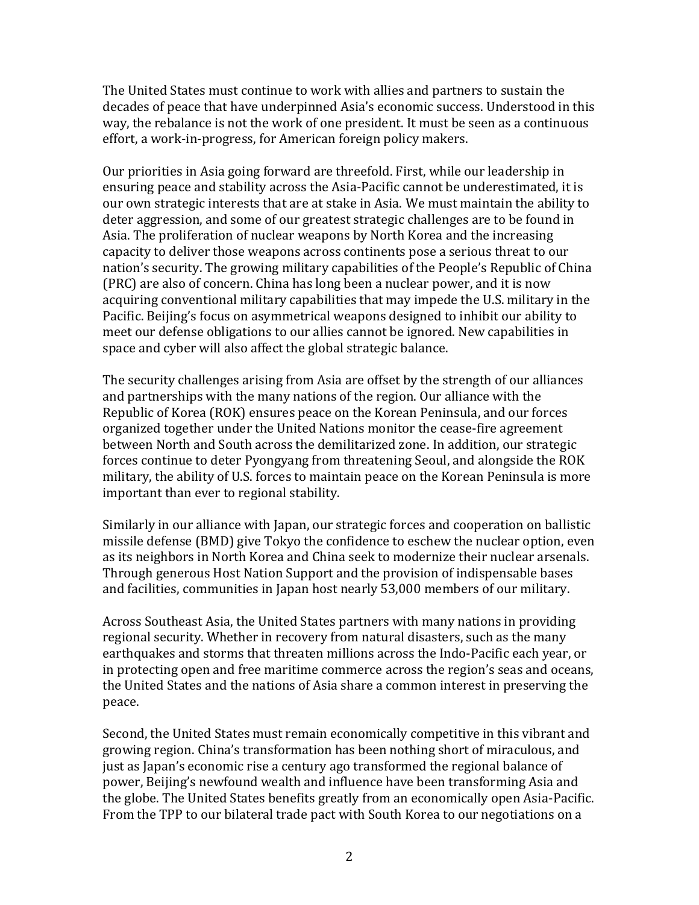The United States must continue to work with allies and partners to sustain the decades of peace that have underpinned Asia's economic success. Understood in this way, the rebalance is not the work of one president. It must be seen as a continuous effort, a work-in-progress, for American foreign policy makers.

Our priorities in Asia going forward are threefold. First, while our leadership in ensuring peace and stability across the Asia-Pacific cannot be underestimated, it is our own strategic interests that are at stake in Asia. We must maintain the ability to deter aggression, and some of our greatest strategic challenges are to be found in Asia. The proliferation of nuclear weapons by North Korea and the increasing capacity to deliver those weapons across continents pose a serious threat to our nation's security. The growing military capabilities of the People's Republic of China (PRC) are also of concern. China has long been a nuclear power, and it is now acquiring conventional military capabilities that may impede the U.S. military in the Pacific. Beijing's focus on asymmetrical weapons designed to inhibit our ability to meet our defense obligations to our allies cannot be ignored. New capabilities in space and cyber will also affect the global strategic balance.

The security challenges arising from Asia are offset by the strength of our alliances and partnerships with the many nations of the region. Our alliance with the Republic of Korea (ROK) ensures peace on the Korean Peninsula, and our forces organized together under the United Nations monitor the cease-fire agreement between North and South across the demilitarized zone. In addition, our strategic forces continue to deter Pyongyang from threatening Seoul, and alongside the ROK military, the ability of U.S. forces to maintain peace on the Korean Peninsula is more important than ever to regional stability.

Similarly in our alliance with Japan, our strategic forces and cooperation on ballistic missile defense (BMD) give Tokyo the confidence to eschew the nuclear option, even as its neighbors in North Korea and China seek to modernize their nuclear arsenals. Through generous Host Nation Support and the provision of indispensable bases and facilities, communities in Japan host nearly 53,000 members of our military.

Across Southeast Asia, the United States partners with many nations in providing regional security. Whether in recovery from natural disasters, such as the many earthquakes and storms that threaten millions across the Indo-Pacific each year, or in protecting open and free maritime commerce across the region's seas and oceans, the United States and the nations of Asia share a common interest in preserving the peace.

Second, the United States must remain economically competitive in this vibrant and growing region. China's transformation has been nothing short of miraculous, and just as Japan's economic rise a century ago transformed the regional balance of power, Beijing's newfound wealth and influence have been transforming Asia and the globe. The United States benefits greatly from an economically open Asia-Pacific. From the TPP to our bilateral trade pact with South Korea to our negotiations on a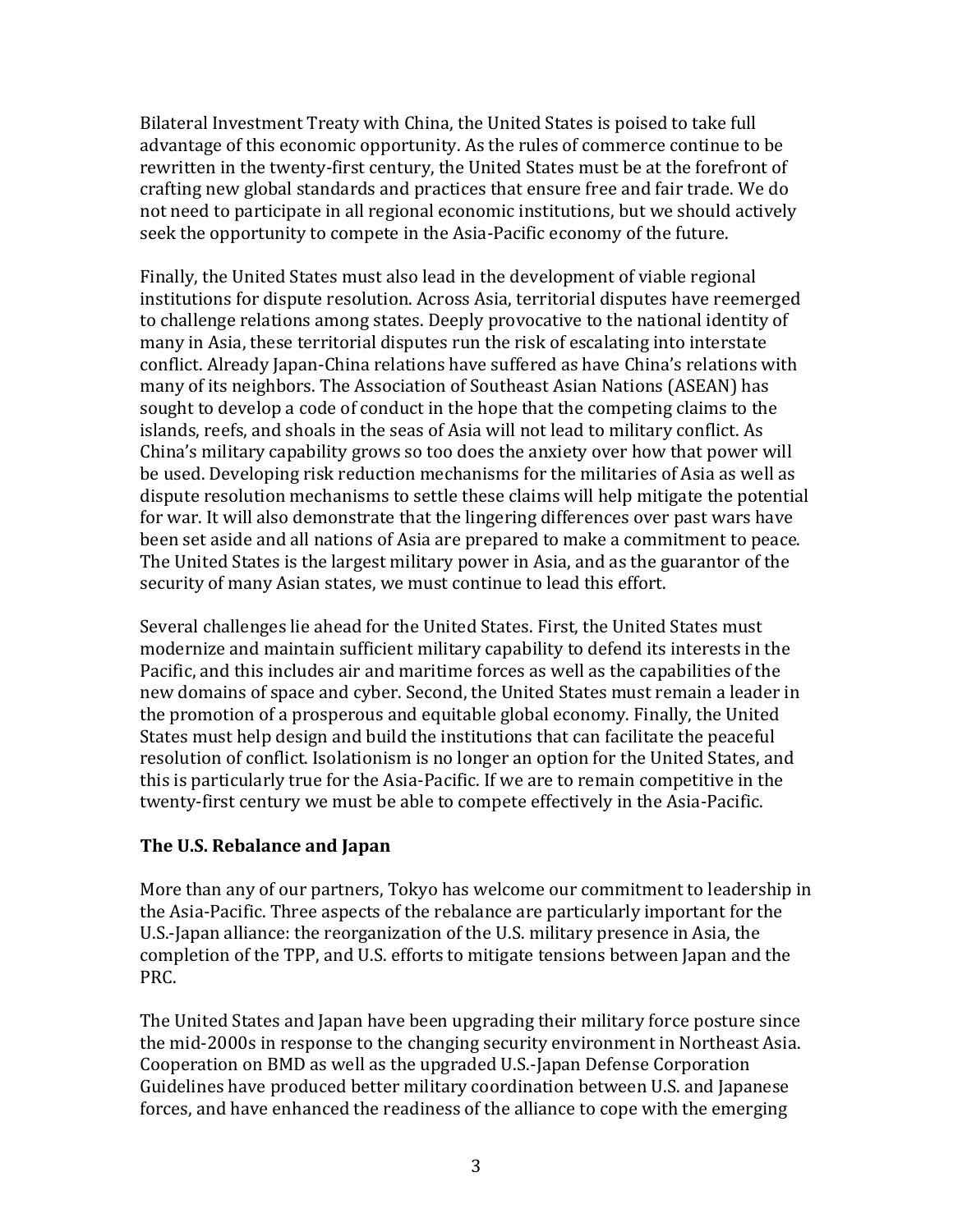Bilateral Investment Treaty with China, the United States is poised to take full advantage of this economic opportunity. As the rules of commerce continue to be rewritten in the twenty-first century, the United States must be at the forefront of crafting new global standards and practices that ensure free and fair trade. We do not need to participate in all regional economic institutions, but we should actively seek the opportunity to compete in the Asia-Pacific economy of the future.

Finally, the United States must also lead in the development of viable regional institutions for dispute resolution. Across Asia, territorial disputes have reemerged to challenge relations among states. Deeply provocative to the national identity of many in Asia, these territorial disputes run the risk of escalating into interstate conflict. Already Japan-China relations have suffered as have China's relations with many of its neighbors. The Association of Southeast Asian Nations (ASEAN) has sought to develop a code of conduct in the hope that the competing claims to the islands, reefs, and shoals in the seas of Asia will not lead to military conflict. As China's military capability grows so too does the anxiety over how that power will be used. Developing risk reduction mechanisms for the militaries of Asia as well as dispute resolution mechanisms to settle these claims will help mitigate the potential for war. It will also demonstrate that the lingering differences over past wars have been set aside and all nations of Asia are prepared to make a commitment to peace. The United States is the largest military power in Asia, and as the guarantor of the security of many Asian states, we must continue to lead this effort.

Several challenges lie ahead for the United States. First, the United States must modernize and maintain sufficient military capability to defend its interests in the Pacific, and this includes air and maritime forces as well as the capabilities of the new domains of space and cyber. Second, the United States must remain a leader in the promotion of a prosperous and equitable global economy. Finally, the United States must help design and build the institutions that can facilitate the peaceful resolution of conflict. Isolationism is no longer an option for the United States, and this is particularly true for the Asia-Pacific. If we are to remain competitive in the twenty-first century we must be able to compete effectively in the Asia-Pacific.

**The U.S. Rebalance and Japan**

More than any of our partners, Tokyo has welcome our commitment to leadership in the Asia-Pacific. Three aspects of the rebalance are particularly important for the U.S.-Japan alliance: the reorganization of the U.S. military presence in Asia, the completion of the TPP, and U.S. efforts to mitigate tensions between Japan and the PRC.

The United States and Japan have been upgrading their military force posture since the mid-2000s in response to the changing security environment in Northeast Asia. Cooperation on BMD as well as the upgraded U.S.-Japan Defense Corporation Guidelines have produced better military coordination between U.S. and Japanese forces, and have enhanced the readiness of the alliance to cope with the emerging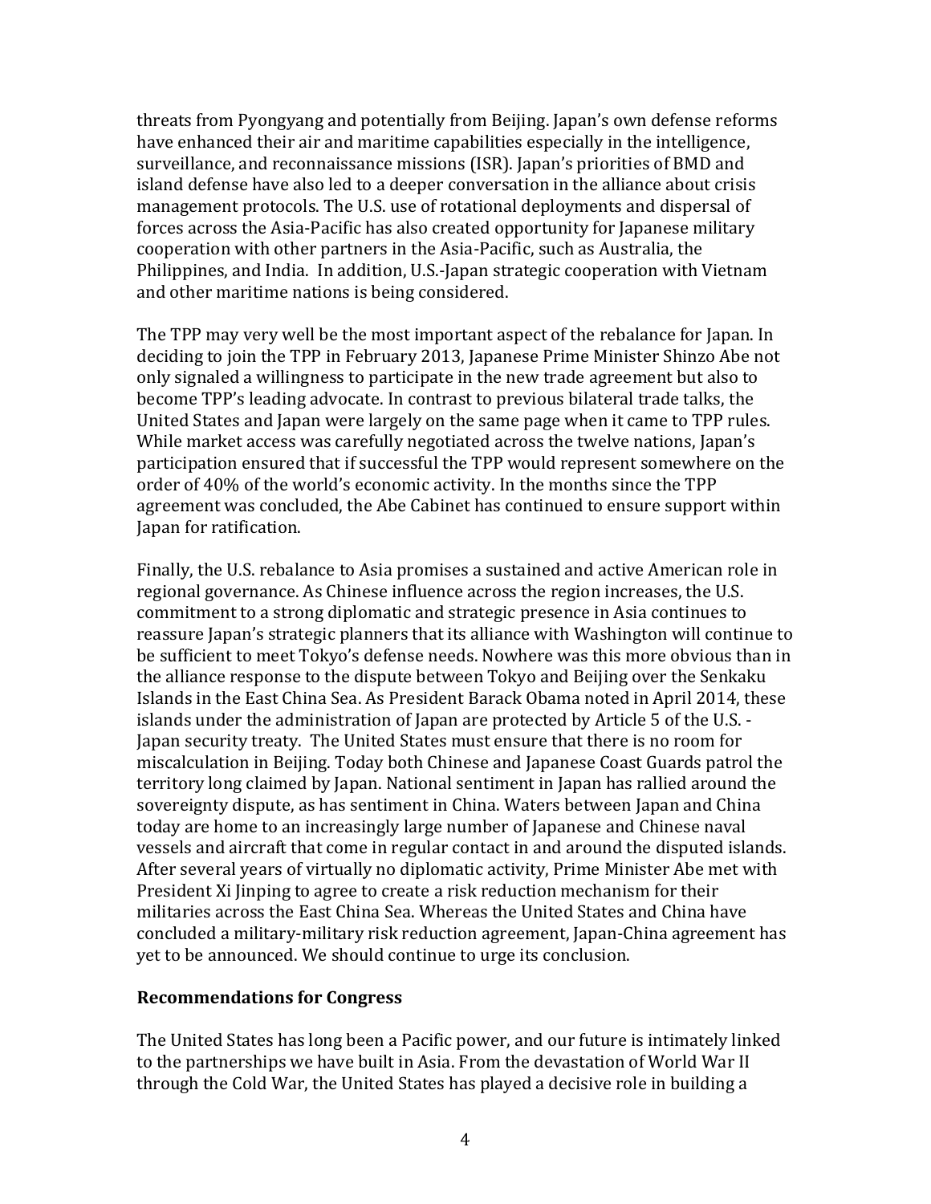threats from Pyongyang and potentially from Beijing. Japan's own defense reforms have enhanced their air and maritime capabilities especially in the intelligence, surveillance, and reconnaissance missions (ISR). Japan's priorities of BMD and island defense have also led to a deeper conversation in the alliance about crisis management protocols. The U.S. use of rotational deployments and dispersal of forces across the Asia-Pacific has also created opportunity for Japanese military cooperation with other partners in the Asia-Pacific, such as Australia, the Philippines, and India. In addition, U.S.-Japan strategic cooperation with Vietnam and other maritime nations is being considered.

The TPP may very well be the most important aspect of the rebalance for Japan. In deciding to join the TPP in February 2013, Japanese Prime Minister Shinzo Abe not only signaled a willingness to participate in the new trade agreement but also to become TPP's leading advocate. In contrast to previous bilateral trade talks, the United States and Japan were largely on the same page when it came to TPP rules. While market access was carefully negotiated across the twelve nations, Japan's participation ensured that if successful the TPP would represent somewhere on the order of 40% of the world's economic activity. In the months since the TPP agreement was concluded, the Abe Cabinet has continued to ensure support within Japan for ratification.

Finally, the U.S. rebalance to Asia promises a sustained and active American role in regional governance. As Chinese influence across the region increases, the U.S. commitment to a strong diplomatic and strategic presence in Asia continues to reassure Japan's strategic planners that its alliance with Washington will continue to be sufficient to meet Tokyo's defense needs. Nowhere was this more obvious than in the alliance response to the dispute between Tokyo and Beijing over the Senkaku Islands in the East China Sea. As President Barack Obama noted in April 2014, these islands under the administration of Japan are protected by Article 5 of the U.S. - Japan security treaty. The United States must ensure that there is no room for miscalculation in Beijing. Today both Chinese and Japanese Coast Guards patrol the territory long claimed by Japan. National sentiment in Japan has rallied around the sovereignty dispute, as has sentiment in China. Waters between Japan and China today are home to an increasingly large number of Japanese and Chinese naval vessels and aircraft that come in regular contact in and around the disputed islands. After several years of virtually no diplomatic activity, Prime Minister Abe met with President Xi Jinping to agree to create a risk reduction mechanism for their militaries across the East China Sea. Whereas the United States and China have concluded a military-military risk reduction agreement, Japan-China agreement has yet to be announced. We should continue to urge its conclusion.

## Recommendations for Congress

The United States has long been a Pacific power, and our future is intimately linked to the partnerships we have built in Asia. From the devastation of World War II through the Cold War, the United States has played a decisive role in building a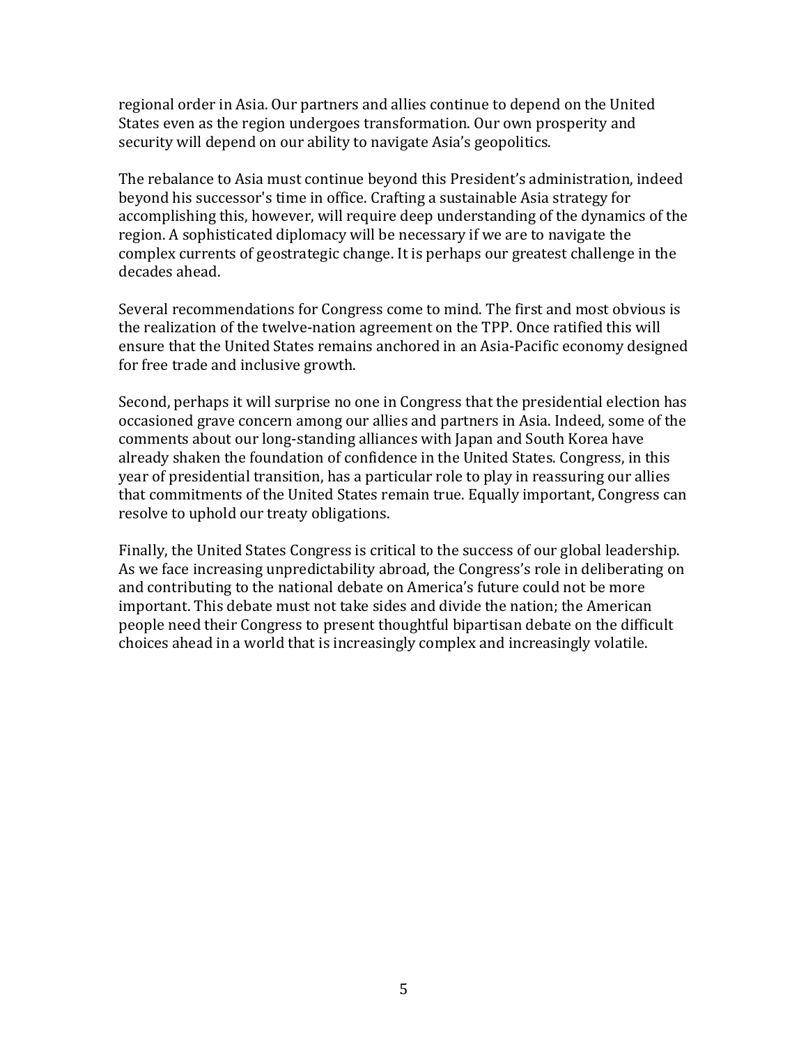regional order in Asia. Our partners and allies continue to depend on the United States even as the region undergoes transformation. Our own prosperity and security will depend on our ability to navigate Asia's geopolitics.

The rebalance to Asia must continue beyond this President's administration, indeed beyond his successor's time in office. Crafting a sustainable Asia strategy for accomplishing this, however, will require deep understanding of the dynamics of the region. A sophisticated diplomacy will be necessary if we are to navigate the complex currents of geostrategic change. It is perhaps our greatest challenge in the decades ahead.

Several recommendations for Congress come to mind. The first and most obvious is the realization of the twelve-nation agreement on the TPP. Once ratified this will ensure that the United States remains anchored in an Asia-Pacific economy designed for free trade and inclusive growth.

Second, perhaps it will surprise no one in Congress that the presidential election has occasioned grave concern among our allies and partners in Asia. Indeed, some of the comments about our long-standing alliances with Japan and South Korea have already shaken the foundation of confidence in the United States. Congress, in this year of presidential transition, has a particular role to play in reassuring our allies that commitments of the United States remain true. Equally important, Congress can resolve to uphold our treaty obligations.

Finally, the United States Congress is critical to the success of our global leadership. As we face increasing unpredictability abroad, the Congress's role in deliberating on and contributing to the national debate on America's future could not be more important. This debate must not take sides and divide the nation; the American people need their Congress to present thoughtful bipartisan debate on the difficult choices ahead in a world that is increasingly complex and increasingly volatile.